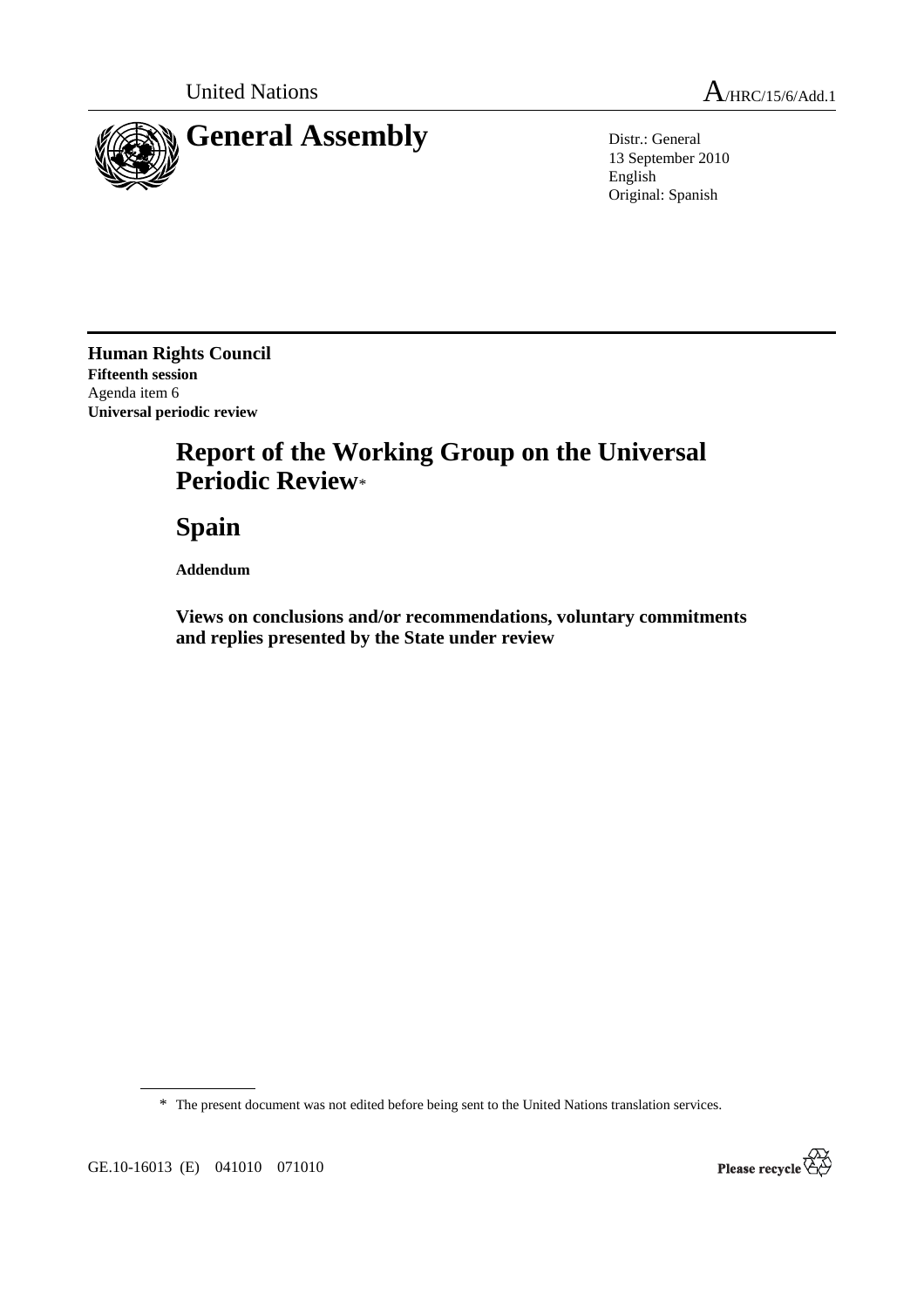United Nations A/HRC/15/6/Add.1

# General Assembly

Distr.: General
13 September 2010
English
Original: Spanish

**Human Rights Council**
**Fifteenth session**
Agenda item 6
**Universal periodic review**

# Report of the Working Group on the Universal Periodic Review*

# Spain

**Addendum**

## Views on conclusions and/or recommendations, voluntary commitments and replies presented by the State under review

\* The present document was not edited before being sent to the United Nations translation services.

GE.10-16013 (E) 041010 071010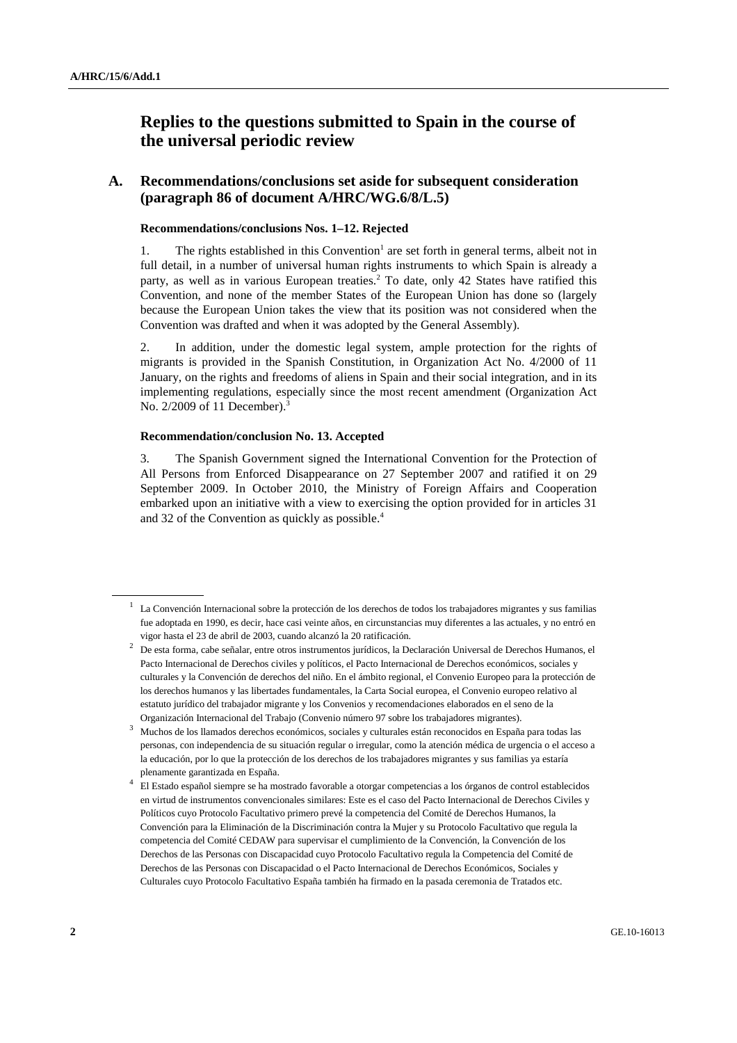# Replies to the questions submitted to Spain in the course of the universal periodic review

## A. Recommendations/conclusions set aside for subsequent consideration (paragraph 86 of document A/HRC/WG.6/8/L.5)

### Recommendations/conclusions Nos. 1–12. Rejected

1. The rights established in this Convention[1] are set forth in general terms, albeit not in full detail, in a number of universal human rights instruments to which Spain is already a party, as well as in various European treaties.[2] To date, only 42 States have ratified this Convention, and none of the member States of the European Union has done so (largely because the European Union takes the view that its position was not considered when the Convention was drafted and when it was adopted by the General Assembly).

2. In addition, under the domestic legal system, ample protection for the rights of migrants is provided in the Spanish Constitution, in Organization Act No. 4/2000 of 11 January, on the rights and freedoms of aliens in Spain and their social integration, and in its implementing regulations, especially since the most recent amendment (Organization Act No. 2/2009 of 11 December).[3]

### Recommendation/conclusion No. 13. Accepted

3. The Spanish Government signed the International Convention for the Protection of All Persons from Enforced Disappearance on 27 September 2007 and ratified it on 29 September 2009. In October 2010, the Ministry of Foreign Affairs and Cooperation embarked upon an initiative with a view to exercising the option provided for in articles 31 and 32 of the Convention as quickly as possible.[4]

---

[1] La Convención Internacional sobre la protección de los derechos de todos los trabajadores migrantes y sus familias fue adoptada en 1990, es decir, hace casi veinte años, en circunstancias muy diferentes a las actuales, y no entró en vigor hasta el 23 de abril de 2003, cuando alcanzó la 20 ratificación.

[2] De esta forma, cabe señalar, entre otros instrumentos jurídicos, la Declaración Universal de Derechos Humanos, el Pacto Internacional de Derechos civiles y políticos, el Pacto Internacional de Derechos económicos, sociales y culturales y la Convención de derechos del niño. En el ámbito regional, el Convenio Europeo para la protección de los derechos humanos y las libertades fundamentales, la Carta Social europea, el Convenio europeo relativo al estatuto jurídico del trabajador migrante y los Convenios y recomendaciones elaborados en el seno de la Organización Internacional del Trabajo (Convenio número 97 sobre los trabajadores migrantes).

[3] Muchos de los llamados derechos económicos, sociales y culturales están reconocidos en España para todas las personas, con independencia de su situación regular o irregular, como la atención médica de urgencia o el acceso a la educación, por lo que la protección de los derechos de los trabajadores migrantes y sus familias ya estaría plenamente garantizada en España.

[4] El Estado español siempre se ha mostrado favorable a otorgar competencias a los órganos de control establecidos en virtud de instrumentos convencionales similares: Este es el caso del Pacto Internacional de Derechos Civiles y Políticos cuyo Protocolo Facultativo primero prevé la competencia del Comité de Derechos Humanos, la Convención para la Eliminación de la Discriminación contra la Mujer y su Protocolo Facultativo que regula la competencia del Comité CEDAW para supervisar el cumplimiento de la Convención, la Convención de los Derechos de las Personas con Discapacidad cuyo Protocolo Facultativo regula la Competencia del Comité de Derechos de las Personas con Discapacidad o el Pacto Internacional de Derechos Económicos, Sociales y Culturales cuyo Protocolo Facultativo España también ha firmado en la pasada ceremonia de Tratados etc.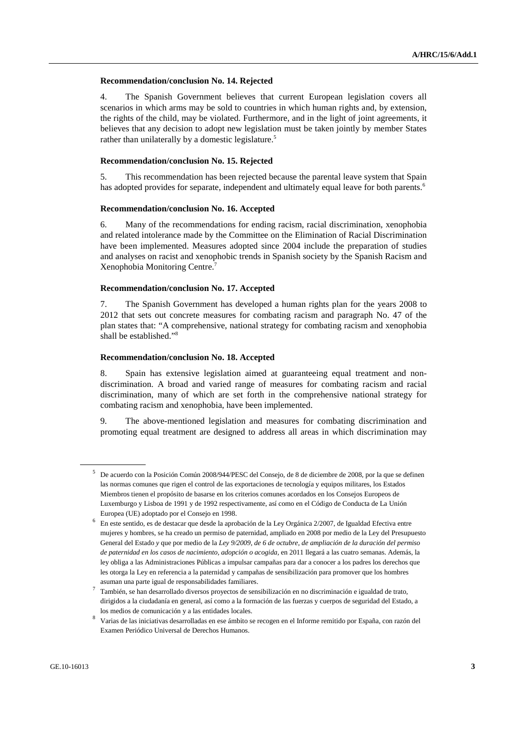**Recommendation/conclusion No. 14. Rejected**

4. The Spanish Government believes that current European legislation covers all scenarios in which arms may be sold to countries in which human rights and, by extension, the rights of the child, may be violated. Furthermore, and in the light of joint agreements, it believes that any decision to adopt new legislation must be taken jointly by member States rather than unilaterally by a domestic legislature.[5]

**Recommendation/conclusion No. 15. Rejected**

5. This recommendation has been rejected because the parental leave system that Spain has adopted provides for separate, independent and ultimately equal leave for both parents.[6]

**Recommendation/conclusion No. 16. Accepted**

6. Many of the recommendations for ending racism, racial discrimination, xenophobia and related intolerance made by the Committee on the Elimination of Racial Discrimination have been implemented. Measures adopted since 2004 include the preparation of studies and analyses on racist and xenophobic trends in Spanish society by the Spanish Racism and Xenophobia Monitoring Centre.[7]

**Recommendation/conclusion No. 17. Accepted**

7. The Spanish Government has developed a human rights plan for the years 2008 to 2012 that sets out concrete measures for combating racism and paragraph No. 47 of the plan states that: "A comprehensive, national strategy for combating racism and xenophobia shall be established."[8]

**Recommendation/conclusion No. 18. Accepted**

8. Spain has extensive legislation aimed at guaranteeing equal treatment and non-discrimination. A broad and varied range of measures for combating racism and racial discrimination, many of which are set forth in the comprehensive national strategy for combating racism and xenophobia, have been implemented.

9. The above-mentioned legislation and measures for combating discrimination and promoting equal treatment are designed to address all areas in which discrimination may

---

[5] De acuerdo con la Posición Común 2008/944/PESC del Consejo, de 8 de diciembre de 2008, por la que se definen las normas comunes que rigen el control de las exportaciones de tecnología y equipos militares, los Estados Miembros tienen el propósito de basarse en los criterios comunes acordados en los Consejos Europeos de Luxemburgo y Lisboa de 1991 y de 1992 respectivamente, así como en el Código de Conducta de La Unión Europea (UE) adoptado por el Consejo en 1998.

[6] En este sentido, es de destacar que desde la aprobación de la Ley Orgánica 2/2007, de Igualdad Efectiva entre mujeres y hombres, se ha creado un permiso de paternidad, ampliado en 2008 por medio de la Ley del Presupuesto General del Estado *y* que por medio de la *Ley 9/2009, de 6 de octubre, de ampliación de la duración del permiso de paternidad en los casos de nacimiento, adopción o acogida*, en 2011 llegará a las cuatro semanas. Además, la ley obliga a las Administraciones Públicas a impulsar campañas para dar a conocer a los padres los derechos que les otorga la Ley en referencia a la paternidad y campañas de sensibilización para promover que los hombres asuman una parte igual de responsabilidades familiares.

[7] También, se han desarrollado diversos proyectos de sensibilización en no discriminación e igualdad de trato, dirigidos a la ciudadanía en general, así como a la formación de las fuerzas y cuerpos de seguridad del Estado, a los medios de comunicación y a las entidades locales.

[8] Varias de las iniciativas desarrolladas en ese ámbito se recogen en el Informe remitido por España, con razón del Examen Periódico Universal de Derechos Humanos.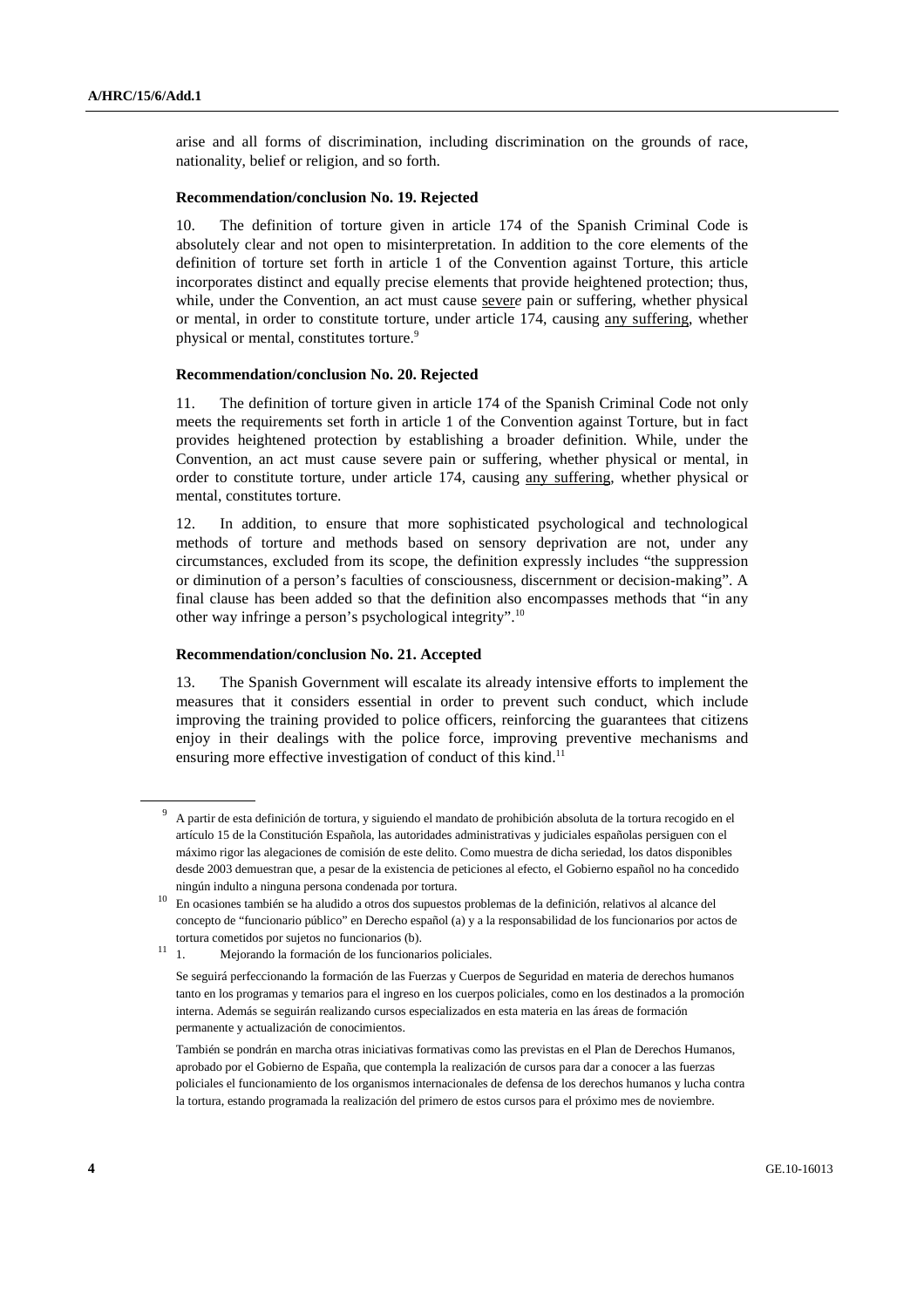arise and all forms of discrimination, including discrimination on the grounds of race, nationality, belief or religion, and so forth.

**Recommendation/conclusion No. 19. Rejected**

10. The definition of torture given in article 174 of the Spanish Criminal Code is absolutely clear and not open to misinterpretation. In addition to the core elements of the definition of torture set forth in article 1 of the Convention against Torture, this article incorporates distinct and equally precise elements that provide heightened protection; thus, while, under the Convention, an act must cause <u>sever*e*</u> pain or suffering, whether physical or mental, in order to constitute torture, under article 174, causing <u>any suffering</u>, whether physical or mental, constitutes torture.[9]

**Recommendation/conclusion No. 20. Rejected**

11. The definition of torture given in article 174 of the Spanish Criminal Code not only meets the requirements set forth in article 1 of the Convention against Torture, but in fact provides heightened protection by establishing a broader definition. While, under the Convention, an act must cause severe pain or suffering, whether physical or mental, in order to constitute torture, under article 174, causing <u>any suffering</u>, whether physical or mental, constitutes torture.

12. In addition, to ensure that more sophisticated psychological and technological methods of torture and methods based on sensory deprivation are not, under any circumstances, excluded from its scope, the definition expressly includes "the suppression or diminution of a person's faculties of consciousness, discernment or decision-making". A final clause has been added so that the definition also encompasses methods that "in any other way infringe a person's psychological integrity".[10]

**Recommendation/conclusion No. 21. Accepted**

13. The Spanish Government will escalate its already intensive efforts to implement the measures that it considers essential in order to prevent such conduct, which include improving the training provided to police officers, reinforcing the guarantees that citizens enjoy in their dealings with the police force, improving preventive mechanisms and ensuring more effective investigation of conduct of this kind.[11]

---

[9] A partir de esta definición de tortura, y siguiendo el mandato de prohibición absoluta de la tortura recogido en el artículo 15 de la Constitución Española, las autoridades administrativas y judiciales españolas persiguen con el máximo rigor las alegaciones de comisión de este delito. Como muestra de dicha seriedad, los datos disponibles desde 2003 demuestran que, a pesar de la existencia de peticiones al efecto, el Gobierno español no ha concedido ningún indulto a ninguna persona condenada por tortura.

[10] En ocasiones también se ha aludido a otros dos supuestos problemas de la definición, relativos al alcance del concepto de "funcionario público" en Derecho español (a) y a la responsabilidad de los funcionarios por actos de tortura cometidos por sujetos no funcionarios (b).

[11] 1. Mejorando la formación de los funcionarios policiales.

Se seguirá perfeccionando la formación de las Fuerzas y Cuerpos de Seguridad en materia de derechos humanos tanto en los programas y temarios para el ingreso en los cuerpos policiales, como en los destinados a la promoción interna. Además se seguirán realizando cursos especializados en esta materia en las áreas de formación permanente y actualización de conocimientos.

También se pondrán en marcha otras iniciativas formativas como las previstas en el Plan de Derechos Humanos, aprobado por el Gobierno de España, que contempla la realización de cursos para dar a conocer a las fuerzas policiales el funcionamiento de los organismos internacionales de defensa de los derechos humanos y lucha contra la tortura, estando programada la realización del primero de estos cursos para el próximo mes de noviembre.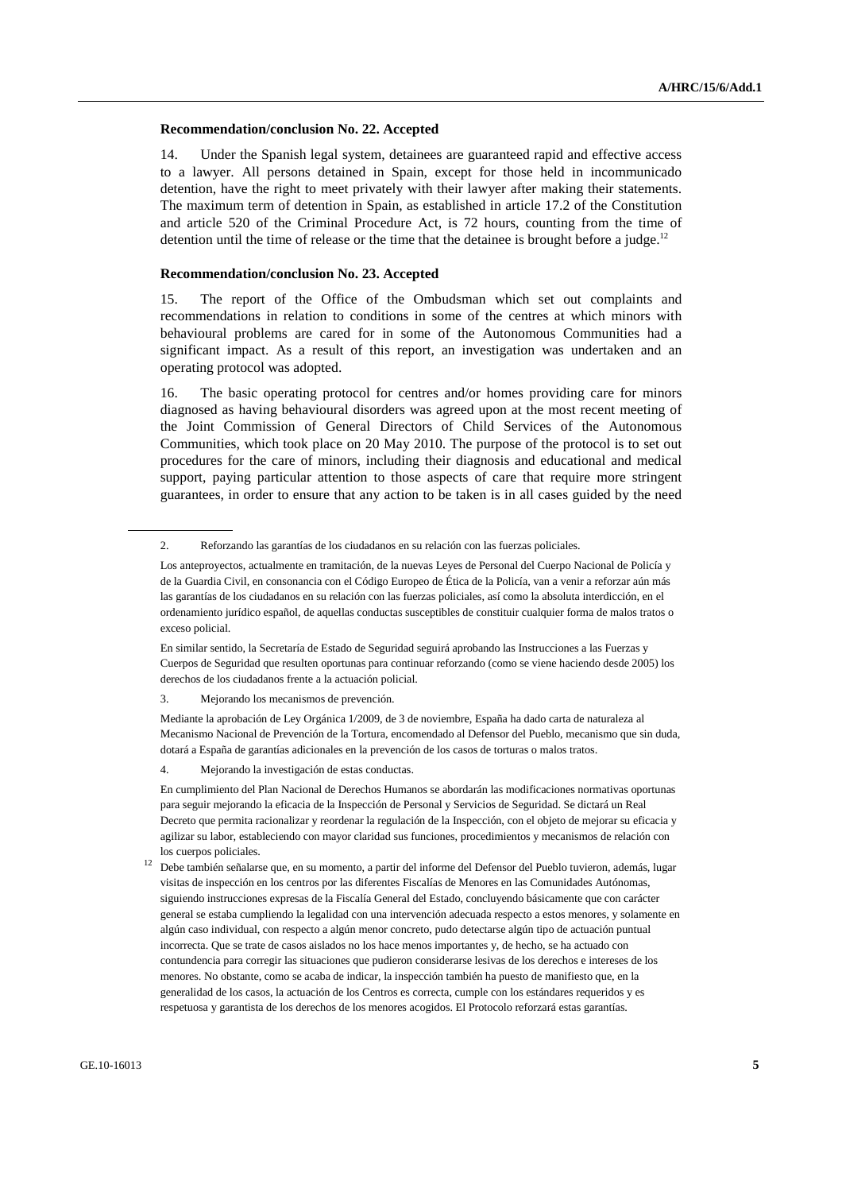**Recommendation/conclusion No. 22. Accepted**

14. Under the Spanish legal system, detainees are guaranteed rapid and effective access to a lawyer. All persons detained in Spain, except for those held in incommunicado detention, have the right to meet privately with their lawyer after making their statements. The maximum term of detention in Spain, as established in article 17.2 of the Constitution and article 520 of the Criminal Procedure Act, is 72 hours, counting from the time of detention until the time of release or the time that the detainee is brought before a judge.[12]

**Recommendation/conclusion No. 23. Accepted**

15. The report of the Office of the Ombudsman which set out complaints and recommendations in relation to conditions in some of the centres at which minors with behavioural problems are cared for in some of the Autonomous Communities had a significant impact. As a result of this report, an investigation was undertaken and an operating protocol was adopted.

16. The basic operating protocol for centres and/or homes providing care for minors diagnosed as having behavioural disorders was agreed upon at the most recent meeting of the Joint Commission of General Directors of Child Services of the Autonomous Communities, which took place on 20 May 2010. The purpose of the protocol is to set out procedures for the care of minors, including their diagnosis and educational and medical support, paying particular attention to those aspects of care that require more stringent guarantees, in order to ensure that any action to be taken is in all cases guided by the need

---

2. Reforzando las garantías de los ciudadanos en su relación con las fuerzas policiales.

Los anteproyectos, actualmente en tramitación, de la nuevas Leyes de Personal del Cuerpo Nacional de Policía y de la Guardia Civil, en consonancia con el Código Europeo de Ética de la Policía, van a venir a reforzar aún más las garantías de los ciudadanos en su relación con las fuerzas policiales, así como la absoluta interdicción, en el ordenamiento jurídico español, de aquellas conductas susceptibles de constituir cualquier forma de malos tratos o exceso policial.

En similar sentido, la Secretaría de Estado de Seguridad seguirá aprobando las Instrucciones a las Fuerzas y Cuerpos de Seguridad que resulten oportunas para continuar reforzando (como se viene haciendo desde 2005) los derechos de los ciudadanos frente a la actuación policial.

3. Mejorando los mecanismos de prevención.

Mediante la aprobación de Ley Orgánica 1/2009, de 3 de noviembre, España ha dado carta de naturaleza al Mecanismo Nacional de Prevención de la Tortura, encomendado al Defensor del Pueblo, mecanismo que sin duda, dotará a España de garantías adicionales en la prevención de los casos de torturas o malos tratos.

4. Mejorando la investigación de estas conductas.

En cumplimiento del Plan Nacional de Derechos Humanos se abordarán las modificaciones normativas oportunas para seguir mejorando la eficacia de la Inspección de Personal y Servicios de Seguridad. Se dictará un Real Decreto que permita racionalizar y reordenar la regulación de la Inspección, con el objeto de mejorar su eficacia y agilizar su labor, estableciendo con mayor claridad sus funciones, procedimientos y mecanismos de relación con los cuerpos policiales.

[12] Debe también señalarse que, en su momento, a partir del informe del Defensor del Pueblo tuvieron, además, lugar visitas de inspección en los centros por las diferentes Fiscalías de Menores en las Comunidades Autónomas, siguiendo instrucciones expresas de la Fiscalía General del Estado, concluyendo básicamente que con carácter general se estaba cumpliendo la legalidad con una intervención adecuada respecto a estos menores, y solamente en algún caso individual, con respecto a algún menor concreto, pudo detectarse algún tipo de actuación puntual incorrecta. Que se trate de casos aislados no los hace menos importantes y, de hecho, se ha actuado con contundencia para corregir las situaciones que pudieron considerarse lesivas de los derechos e intereses de los menores. No obstante, como se acaba de indicar, la inspección también ha puesto de manifiesto que, en la generalidad de los casos, la actuación de los Centros es correcta, cumple con los estándares requeridos y es respetuosa y garantista de los derechos de los menores acogidos. El Protocolo reforzará estas garantías.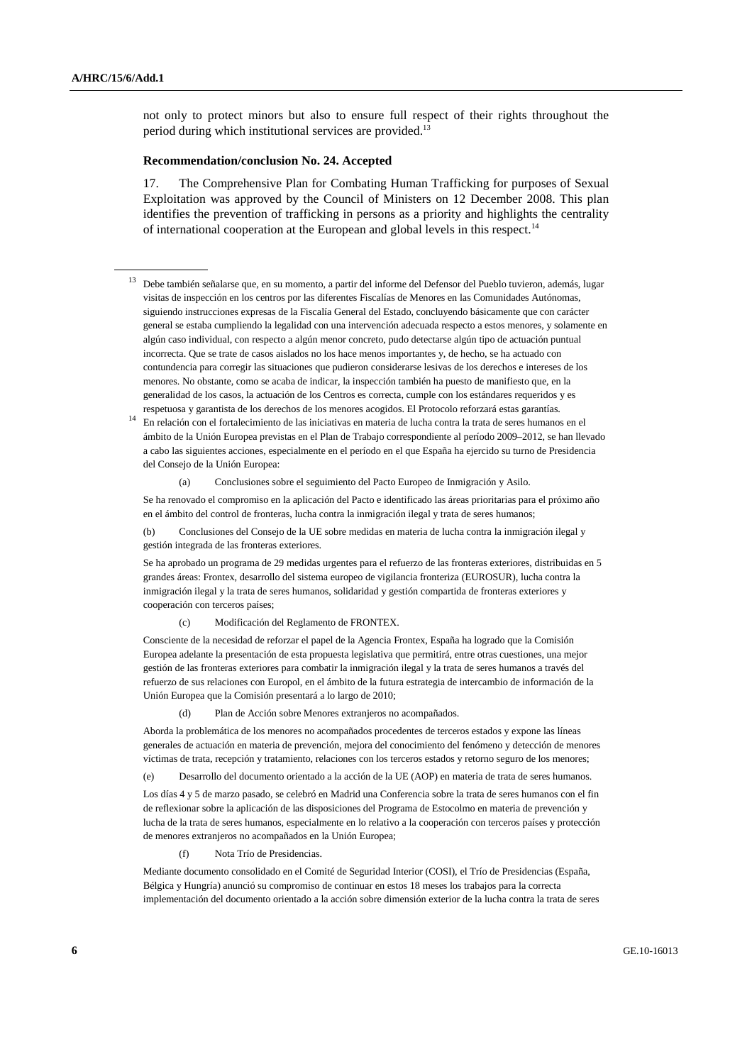not only to protect minors but also to ensure full respect of their rights throughout the period during which institutional services are provided.[13]

**Recommendation/conclusion No. 24. Accepted**

17. The Comprehensive Plan for Combating Human Trafficking for purposes of Sexual Exploitation was approved by the Council of Ministers on 12 December 2008. This plan identifies the prevention of trafficking in persons as a priority and highlights the centrality of international cooperation at the European and global levels in this respect.[14]

---

[13] Debe también señalarse que, en su momento, a partir del informe del Defensor del Pueblo tuvieron, además, lugar visitas de inspección en los centros por las diferentes Fiscalías de Menores en las Comunidades Autónomas, siguiendo instrucciones expresas de la Fiscalía General del Estado, concluyendo básicamente que con carácter general se estaba cumpliendo la legalidad con una intervención adecuada respecto a estos menores, y solamente en algún caso individual, con respecto a algún menor concreto, pudo detectarse algún tipo de actuación puntual incorrecta. Que se trate de casos aislados no los hace menos importantes y, de hecho, se ha actuado con contundencia para corregir las situaciones que pudieron considerarse lesivas de los derechos e intereses de los menores. No obstante, como se acaba de indicar, la inspección también ha puesto de manifiesto que, en la generalidad de los casos, la actuación de los Centros es correcta, cumple con los estándares requeridos y es respetuosa y garantista de los derechos de los menores acogidos. El Protocolo reforzará estas garantías.

[14] En relación con el fortalecimiento de las iniciativas en materia de lucha contra la trata de seres humanos en el ámbito de la Unión Europea previstas en el Plan de Trabajo correspondiente al período 2009–2012, se han llevado a cabo las siguientes acciones, especialmente en el período en el que España ha ejercido su turno de Presidencia del Consejo de la Unión Europea:

(a) Conclusiones sobre el seguimiento del Pacto Europeo de Inmigración y Asilo.

Se ha renovado el compromiso en la aplicación del Pacto e identificado las áreas prioritarias para el próximo año en el ámbito del control de fronteras, lucha contra la inmigración ilegal y trata de seres humanos;

(b) Conclusiones del Consejo de la UE sobre medidas en materia de lucha contra la inmigración ilegal y gestión integrada de las fronteras exteriores.

Se ha aprobado un programa de 29 medidas urgentes para el refuerzo de las fronteras exteriores, distribuidas en 5 grandes áreas: Frontex, desarrollo del sistema europeo de vigilancia fronteriza (EUROSUR), lucha contra la inmigración ilegal y la trata de seres humanos, solidaridad y gestión compartida de fronteras exteriores y cooperación con terceros países;

(c) Modificación del Reglamento de FRONTEX.

Consciente de la necesidad de reforzar el papel de la Agencia Frontex, España ha logrado que la Comisión Europea adelante la presentación de esta propuesta legislativa que permitirá, entre otras cuestiones, una mejor gestión de las fronteras exteriores para combatir la inmigración ilegal y la trata de seres humanos a través del refuerzo de sus relaciones con Europol, en el ámbito de la futura estrategia de intercambio de información de la Unión Europea que la Comisión presentará a lo largo de 2010;

(d) Plan de Acción sobre Menores extranjeros no acompañados.

Aborda la problemática de los menores no acompañados procedentes de terceros estados y expone las líneas generales de actuación en materia de prevención, mejora del conocimiento del fenómeno y detección de menores víctimas de trata, recepción y tratamiento, relaciones con los terceros estados y retorno seguro de los menores;

(e) Desarrollo del documento orientado a la acción de la UE (AOP) en materia de trata de seres humanos.

Los días 4 y 5 de marzo pasado, se celebró en Madrid una Conferencia sobre la trata de seres humanos con el fin de reflexionar sobre la aplicación de las disposiciones del Programa de Estocolmo en materia de prevención y lucha de la trata de seres humanos, especialmente en lo relativo a la cooperación con terceros países y protección de menores extranjeros no acompañados en la Unión Europea;

(f) Nota Trío de Presidencias.

Mediante documento consolidado en el Comité de Seguridad Interior (COSI), el Trío de Presidencias (España, Bélgica y Hungría) anunció su compromiso de continuar en estos 18 meses los trabajos para la correcta implementación del documento orientado a la acción sobre dimensión exterior de la lucha contra la trata de seres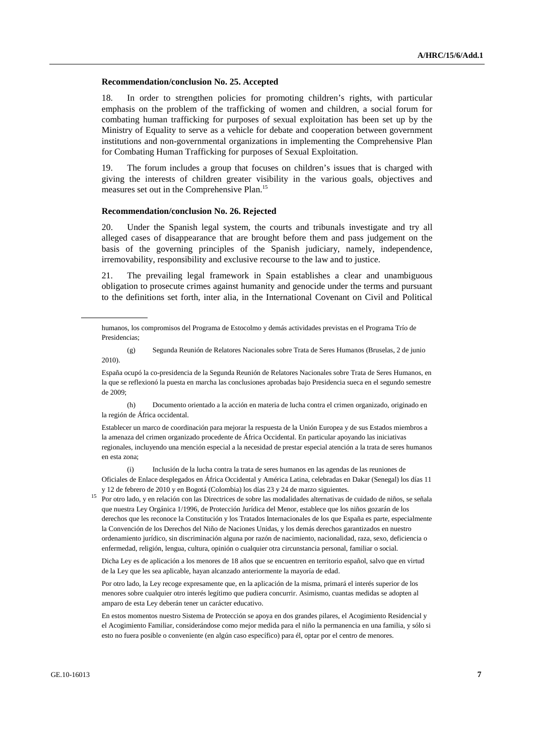**Recommendation/conclusion No. 25. Accepted**

18. In order to strengthen policies for promoting children's rights, with particular emphasis on the problem of the trafficking of women and children, a social forum for combating human trafficking for purposes of sexual exploitation has been set up by the Ministry of Equality to serve as a vehicle for debate and cooperation between government institutions and non-governmental organizations in implementing the Comprehensive Plan for Combating Human Trafficking for purposes of Sexual Exploitation.

19. The forum includes a group that focuses on children's issues that is charged with giving the interests of children greater visibility in the various goals, objectives and measures set out in the Comprehensive Plan.[15]

**Recommendation/conclusion No. 26. Rejected**

20. Under the Spanish legal system, the courts and tribunals investigate and try all alleged cases of disappearance that are brought before them and pass judgement on the basis of the governing principles of the Spanish judiciary, namely, independence, irremovability, responsibility and exclusive recourse to the law and to justice.

21. The prevailing legal framework in Spain establishes a clear and unambiguous obligation to prosecute crimes against humanity and genocide under the terms and pursuant to the definitions set forth, inter alia, in the International Covenant on Civil and Political

---

humanos, los compromisos del Programa de Estocolmo y demás actividades previstas en el Programa Trío de Presidencias;

(g) Segunda Reunión de Relatores Nacionales sobre Trata de Seres Humanos (Bruselas, 2 de junio 2010).

España ocupó la co-presidencia de la Segunda Reunión de Relatores Nacionales sobre Trata de Seres Humanos, en la que se reflexionó la puesta en marcha las conclusiones aprobadas bajo Presidencia sueca en el segundo semestre de 2009;

(h) Documento orientado a la acción en materia de lucha contra el crimen organizado, originado en la región de África occidental.

Establecer un marco de coordinación para mejorar la respuesta de la Unión Europea y de sus Estados miembros a la amenaza del crimen organizado procedente de África Occidental. En particular apoyando las iniciativas regionales, incluyendo una mención especial a la necesidad de prestar especial atención a la trata de seres humanos en esta zona;

(i) Inclusión de la lucha contra la trata de seres humanos en las agendas de las reuniones de Oficiales de Enlace desplegados en África Occidental y América Latina, celebradas en Dakar (Senegal) los días 11 y 12 de febrero de 2010 y en Bogotá (Colombia) los días 23 y 24 de marzo siguientes.

[15] Por otro lado, y en relación con las Directrices de sobre las modalidades alternativas de cuidado de niños, se señala que nuestra Ley Orgánica 1/1996, de Protección Jurídica del Menor, establece que los niños gozarán de los derechos que les reconoce la Constitución y los Tratados Internacionales de los que España es parte, especialmente la Convención de los Derechos del Niño de Naciones Unidas, y los demás derechos garantizados en nuestro ordenamiento jurídico, sin discriminación alguna por razón de nacimiento, nacionalidad, raza, sexo, deficiencia o enfermedad, religión, lengua, cultura, opinión o cualquier otra circunstancia personal, familiar o social.

Dicha Ley es de aplicación a los menores de 18 años que se encuentren en territorio español, salvo que en virtud de la Ley que les sea aplicable, hayan alcanzado anteriormente la mayoría de edad.

Por otro lado, la Ley recoge expresamente que, en la aplicación de la misma, primará el interés superior de los menores sobre cualquier otro interés legítimo que pudiera concurrir. Asimismo, cuantas medidas se adopten al amparo de esta Ley deberán tener un carácter educativo.

En estos momentos nuestro Sistema de Protección se apoya en dos grandes pilares, el Acogimiento Residencial y el Acogimiento Familiar, considerándose como mejor medida para el niño la permanencia en una familia, y sólo si esto no fuera posible o conveniente (en algún caso específico) para él, optar por el centro de menores.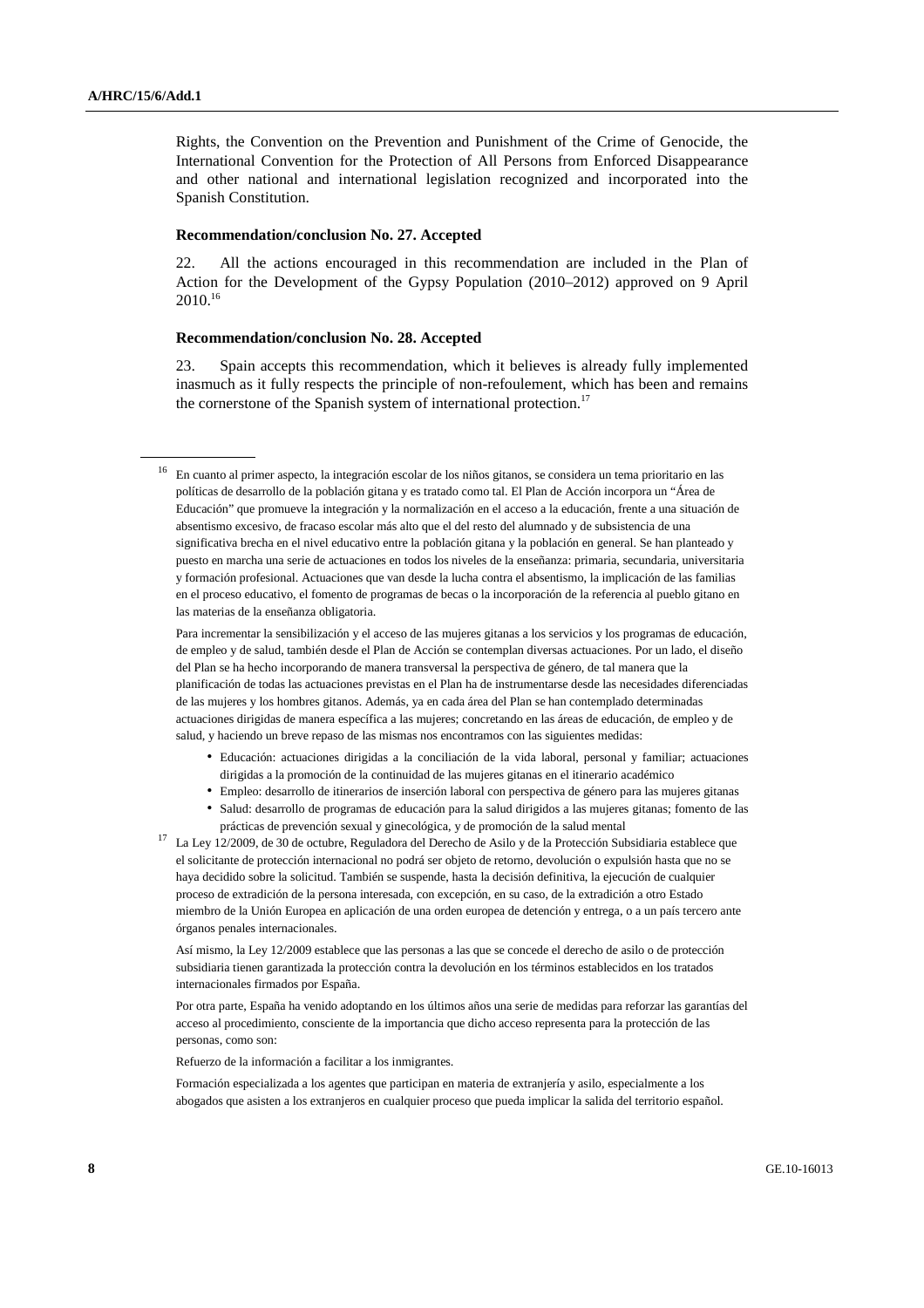Rights, the Convention on the Prevention and Punishment of the Crime of Genocide, the International Convention for the Protection of All Persons from Enforced Disappearance and other national and international legislation recognized and incorporated into the Spanish Constitution.

**Recommendation/conclusion No. 27. Accepted**

22. All the actions encouraged in this recommendation are included in the Plan of Action for the Development of the Gypsy Population (2010–2012) approved on 9 April 2010.[16]

**Recommendation/conclusion No. 28. Accepted**

23. Spain accepts this recommendation, which it believes is already fully implemented inasmuch as it fully respects the principle of non-refoulement, which has been and remains the cornerstone of the Spanish system of international protection.[17]

---

[16] En cuanto al primer aspecto, la integración escolar de los niños gitanos, se considera un tema prioritario en las políticas de desarrollo de la población gitana y es tratado como tal. El Plan de Acción incorpora un "Área de Educación" que promueve la integración y la normalización en el acceso a la educación, frente a una situación de absentismo excesivo, de fracaso escolar más alto que el del resto del alumnado y de subsistencia de una significativa brecha en el nivel educativo entre la población gitana y la población en general. Se han planteado y puesto en marcha una serie de actuaciones en todos los niveles de la enseñanza: primaria, secundaria, universitaria y formación profesional. Actuaciones que van desde la lucha contra el absentismo, la implicación de las familias en el proceso educativo, el fomento de programas de becas o la incorporación de la referencia al pueblo gitano en las materias de la enseñanza obligatoria.

Para incrementar la sensibilización y el acceso de las mujeres gitanas a los servicios y los programas de educación, de empleo y de salud, también desde el Plan de Acción se contemplan diversas actuaciones. Por un lado, el diseño del Plan se ha hecho incorporando de manera transversal la perspectiva de género, de tal manera que la planificación de todas las actuaciones previstas en el Plan ha de instrumentarse desde las necesidades diferenciadas de las mujeres y los hombres gitanos. Además, ya en cada área del Plan se han contemplado determinadas actuaciones dirigidas de manera específica a las mujeres; concretando en las áreas de educación, de empleo y de salud, y haciendo un breve repaso de las mismas nos encontramos con las siguientes medidas:

- Educación: actuaciones dirigidas a la conciliación de la vida laboral, personal y familiar; actuaciones dirigidas a la promoción de la continuidad de las mujeres gitanas en el itinerario académico
- Empleo: desarrollo de itinerarios de inserción laboral con perspectiva de género para las mujeres gitanas
- Salud: desarrollo de programas de educación para la salud dirigidos a las mujeres gitanas; fomento de las prácticas de prevención sexual y ginecológica, y de promoción de la salud mental

[17] La Ley 12/2009, de 30 de octubre, Reguladora del Derecho de Asilo y de la Protección Subsidiaria establece que el solicitante de protección internacional no podrá ser objeto de retorno, devolución o expulsión hasta que no se haya decidido sobre la solicitud. También se suspende, hasta la decisión definitiva, la ejecución de cualquier proceso de extradición de la persona interesada, con excepción, en su caso, de la extradición a otro Estado miembro de la Unión Europea en aplicación de una orden europea de detención y entrega, o a un país tercero ante órganos penales internacionales.

Así mismo, la Ley 12/2009 establece que las personas a las que se concede el derecho de asilo o de protección subsidiaria tienen garantizada la protección contra la devolución en los términos establecidos en los tratados internacionales firmados por España.

Por otra parte, España ha venido adoptando en los últimos años una serie de medidas para reforzar las garantías del acceso al procedimiento, consciente de la importancia que dicho acceso representa para la protección de las personas, como son:

Refuerzo de la información a facilitar a los inmigrantes.

Formación especializada a los agentes que participan en materia de extranjería y asilo, especialmente a los abogados que asisten a los extranjeros en cualquier proceso que pueda implicar la salida del territorio español.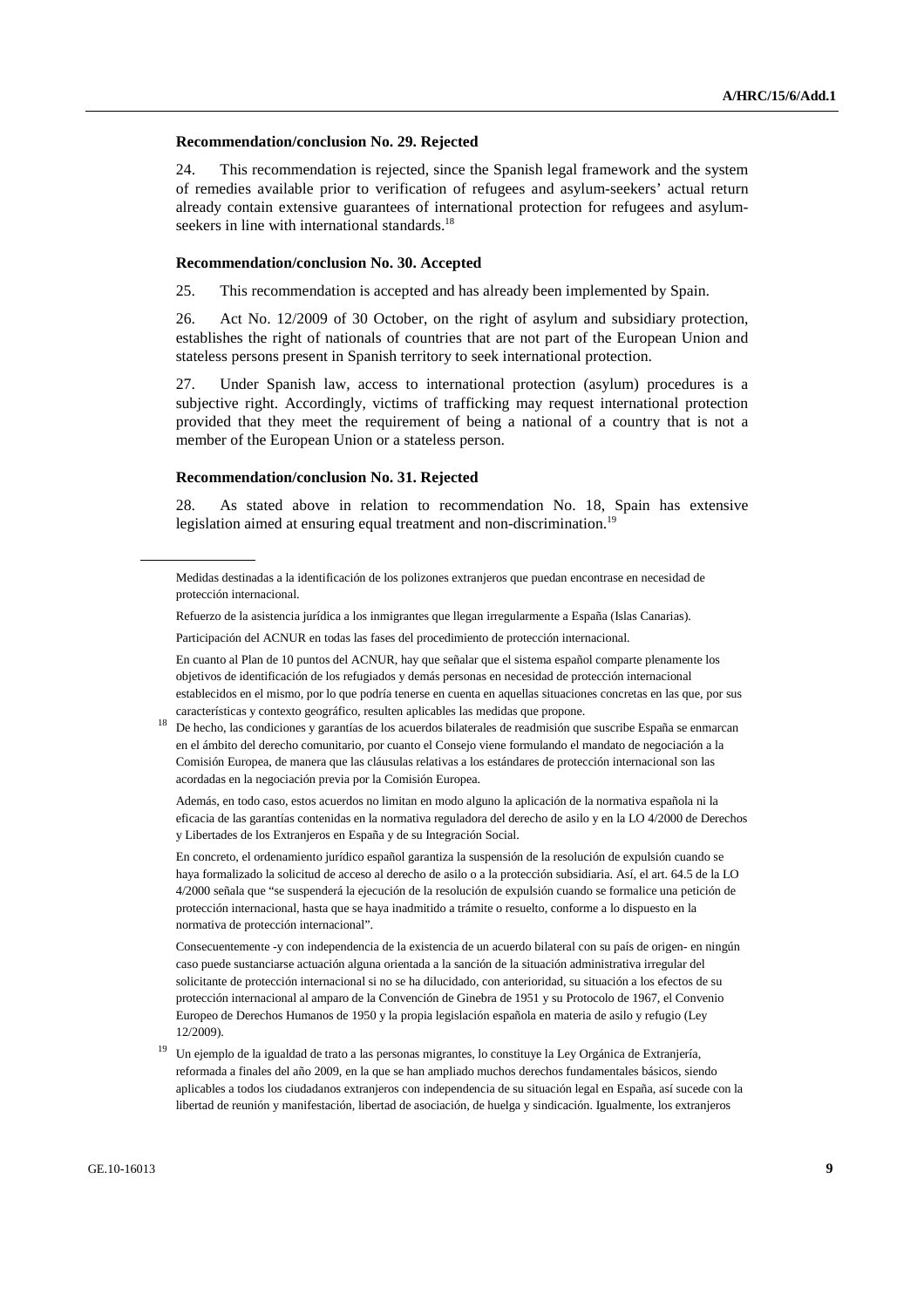**Recommendation/conclusion No. 29. Rejected**

24. This recommendation is rejected, since the Spanish legal framework and the system of remedies available prior to verification of refugees and asylum-seekers' actual return already contain extensive guarantees of international protection for refugees and asylum-seekers in line with international standards.[18]

**Recommendation/conclusion No. 30. Accepted**

25. This recommendation is accepted and has already been implemented by Spain.

26. Act No. 12/2009 of 30 October, on the right of asylum and subsidiary protection, establishes the right of nationals of countries that are not part of the European Union and stateless persons present in Spanish territory to seek international protection.

27. Under Spanish law, access to international protection (asylum) procedures is a subjective right. Accordingly, victims of trafficking may request international protection provided that they meet the requirement of being a national of a country that is not a member of the European Union or a stateless person.

**Recommendation/conclusion No. 31. Rejected**

28. As stated above in relation to recommendation No. 18, Spain has extensive legislation aimed at ensuring equal treatment and non-discrimination.[19]

---

Medidas destinadas a la identificación de los polizones extranjeros que puedan encontrase en necesidad de protección internacional.

Refuerzo de la asistencia jurídica a los inmigrantes que llegan irregularmente a España (Islas Canarias).

Participación del ACNUR en todas las fases del procedimiento de protección internacional.

En cuanto al Plan de 10 puntos del ACNUR, hay que señalar que el sistema español comparte plenamente los objetivos de identificación de los refugiados y demás personas en necesidad de protección internacional establecidos en el mismo, por lo que podría tenerse en cuenta en aquellas situaciones concretas en las que, por sus características y contexto geográfico, resulten aplicables las medidas que propone.

[18] De hecho, las condiciones y garantías de los acuerdos bilaterales de readmisión que suscribe España se enmarcan en el ámbito del derecho comunitario, por cuanto el Consejo viene formulando el mandato de negociación a la Comisión Europea, de manera que las cláusulas relativas a los estándares de protección internacional son las acordadas en la negociación previa por la Comisión Europea.

Además, en todo caso, estos acuerdos no limitan en modo alguno la aplicación de la normativa española ni la eficacia de las garantías contenidas en la normativa reguladora del derecho de asilo y en la LO 4/2000 de Derechos y Libertades de los Extranjeros en España y de su Integración Social.

En concreto, el ordenamiento jurídico español garantiza la suspensión de la resolución de expulsión cuando se haya formalizado la solicitud de acceso al derecho de asilo o a la protección subsidiaria. Así, el art. 64.5 de la LO 4/2000 señala que "se suspenderá la ejecución de la resolución de expulsión cuando se formalice una petición de protección internacional, hasta que se haya inadmitido a trámite o resuelto, conforme a lo dispuesto en la normativa de protección internacional".

Consecuentemente -y con independencia de la existencia de un acuerdo bilateral con su país de origen- en ningún caso puede sustanciarse actuación alguna orientada a la sanción de la situación administrativa irregular del solicitante de protección internacional si no se ha dilucidado, con anterioridad, su situación a los efectos de su protección internacional al amparo de la Convención de Ginebra de 1951 y su Protocolo de 1967, el Convenio Europeo de Derechos Humanos de 1950 y la propia legislación española en materia de asilo y refugio (Ley 12/2009).

[19] Un ejemplo de la igualdad de trato a las personas migrantes, lo constituye la Ley Orgánica de Extranjería, reformada a finales del año 2009, en la que se han ampliado muchos derechos fundamentales básicos, siendo aplicables a todos los ciudadanos extranjeros con independencia de su situación legal en España, así sucede con la libertad de reunión y manifestación, libertad de asociación, de huelga y sindicación. Igualmente, los extranjeros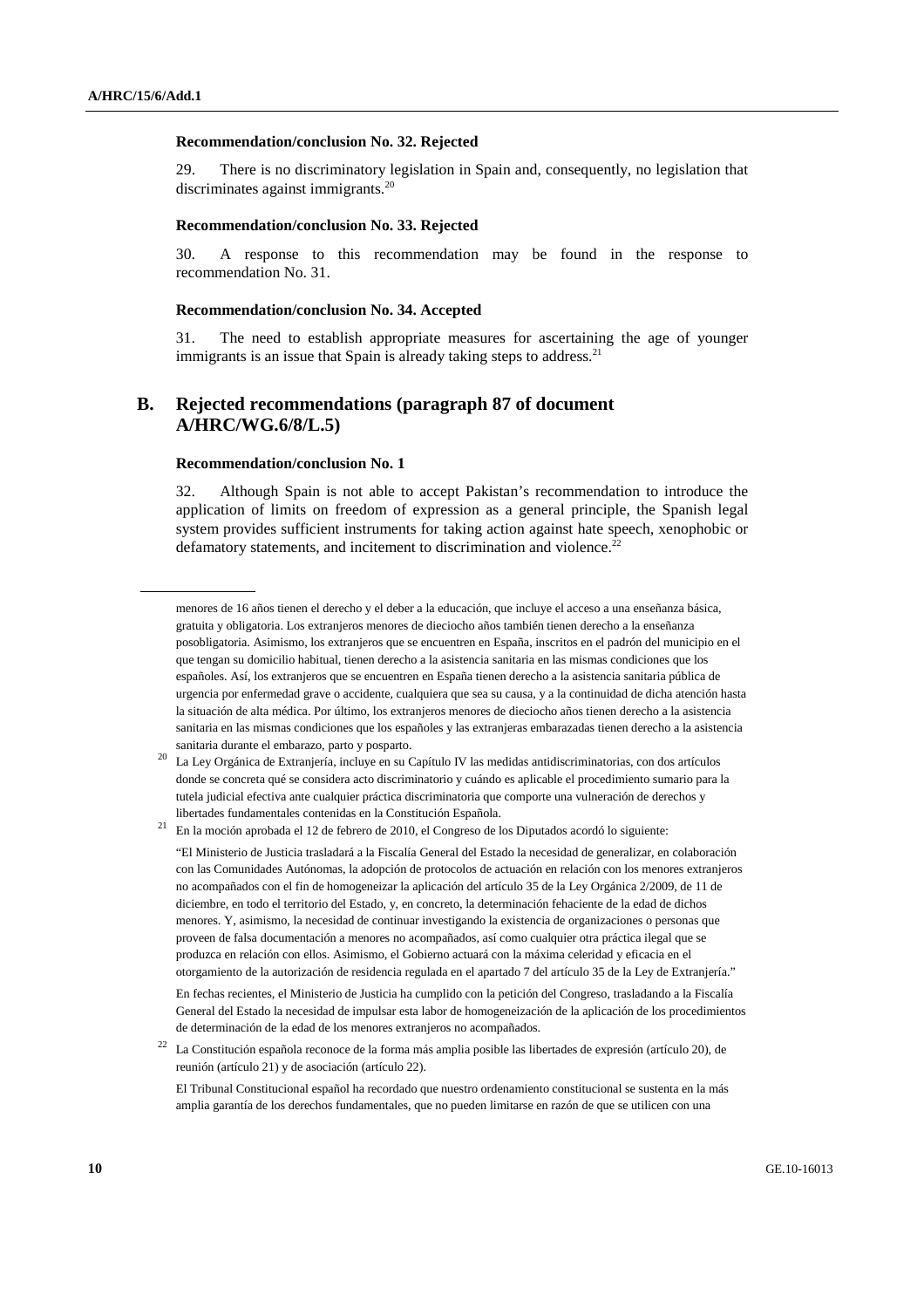#### Recommendation/conclusion No. 32. Rejected

29. There is no discriminatory legislation in Spain and, consequently, no legislation that discriminates against immigrants.[20]

#### Recommendation/conclusion No. 33. Rejected

30. A response to this recommendation may be found in the response to recommendation No. 31.

#### Recommendation/conclusion No. 34. Accepted

31. The need to establish appropriate measures for ascertaining the age of younger immigrants is an issue that Spain is already taking steps to address.[21]

## B. Rejected recommendations (paragraph 87 of document A/HRC/WG.6/8/L.5)

#### Recommendation/conclusion No. 1

32. Although Spain is not able to accept Pakistan's recommendation to introduce the application of limits on freedom of expression as a general principle, the Spanish legal system provides sufficient instruments for taking action against hate speech, xenophobic or defamatory statements, and incitement to discrimination and violence.[22]

---

menores de 16 años tienen el derecho y el deber a la educación, que incluye el acceso a una enseñanza básica, gratuita y obligatoria. Los extranjeros menores de dieciocho años también tienen derecho a la enseñanza posobligatoria. Asimismo, los extranjeros que se encuentren en España, inscritos en el padrón del municipio en el que tengan su domicilio habitual, tienen derecho a la asistencia sanitaria en las mismas condiciones que los españoles. Así, los extranjeros que se encuentren en España tienen derecho a la asistencia sanitaria pública de urgencia por enfermedad grave o accidente, cualquiera que sea su causa, y a la continuidad de dicha atención hasta la situación de alta médica. Por último, los extranjeros menores de dieciocho años tienen derecho a la asistencia sanitaria en las mismas condiciones que los españoles y las extranjeras embarazadas tienen derecho a la asistencia sanitaria durante el embarazo, parto y posparto.

[20] La Ley Orgánica de Extranjería, incluye en su Capítulo IV las medidas antidiscriminatorias, con dos artículos donde se concreta qué se considera acto discriminatorio y cuándo es aplicable el procedimiento sumario para la tutela judicial efectiva ante cualquier práctica discriminatoria que comporte una vulneración de derechos y libertades fundamentales contenidas en la Constitución Española.

[21] En la moción aprobada el 12 de febrero de 2010, el Congreso de los Diputados acordó lo siguiente:

"El Ministerio de Justicia trasladará a la Fiscalía General del Estado la necesidad de generalizar, en colaboración con las Comunidades Autónomas, la adopción de protocolos de actuación en relación con los menores extranjeros no acompañados con el fin de homogeneizar la aplicación del artículo 35 de la Ley Orgánica 2/2009, de 11 de diciembre, en todo el territorio del Estado, y, en concreto, la determinación fehaciente de la edad de dichos menores. Y, asimismo, la necesidad de continuar investigando la existencia de organizaciones o personas que proveen de falsa documentación a menores no acompañados, así como cualquier otra práctica ilegal que se produzca en relación con ellos. Asimismo, el Gobierno actuará con la máxima celeridad y eficacia en el otorgamiento de la autorización de residencia regulada en el apartado 7 del artículo 35 de la Ley de Extranjería."

En fechas recientes, el Ministerio de Justicia ha cumplido con la petición del Congreso, trasladando a la Fiscalía General del Estado la necesidad de impulsar esta labor de homogeneización de la aplicación de los procedimientos de determinación de la edad de los menores extranjeros no acompañados.

[22] La Constitución española reconoce de la forma más amplia posible las libertades de expresión (artículo 20), de reunión (artículo 21) y de asociación (artículo 22).

El Tribunal Constitucional español ha recordado que nuestro ordenamiento constitucional se sustenta en la más amplia garantía de los derechos fundamentales, que no pueden limitarse en razón de que se utilicen con una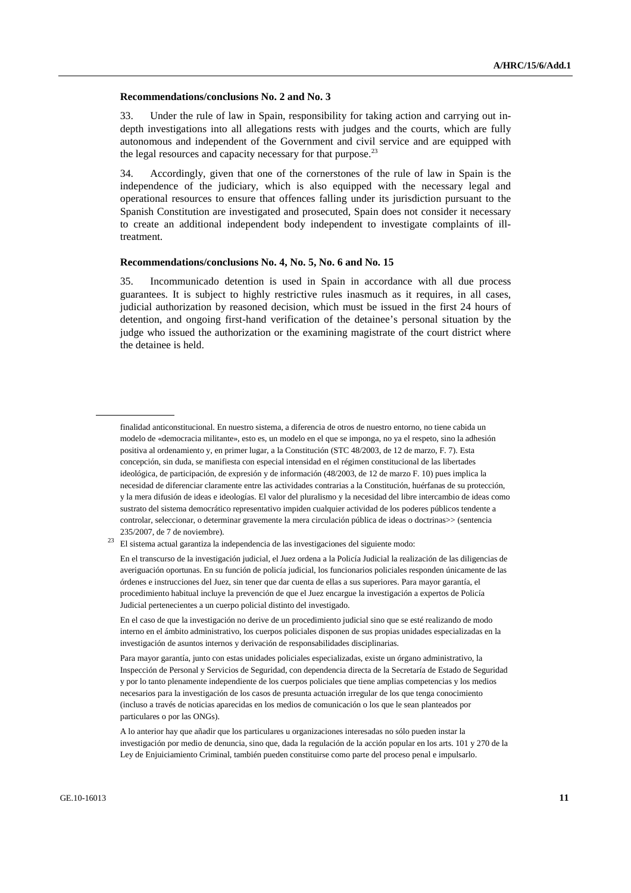**Recommendations/conclusions No. 2 and No. 3**

33. Under the rule of law in Spain, responsibility for taking action and carrying out in-depth investigations into all allegations rests with judges and the courts, which are fully autonomous and independent of the Government and civil service and are equipped with the legal resources and capacity necessary for that purpose.[23]

34. Accordingly, given that one of the cornerstones of the rule of law in Spain is the independence of the judiciary, which is also equipped with the necessary legal and operational resources to ensure that offences falling under its jurisdiction pursuant to the Spanish Constitution are investigated and prosecuted, Spain does not consider it necessary to create an additional independent body independent to investigate complaints of ill-treatment.

**Recommendations/conclusions No. 4, No. 5, No. 6 and No. 15**

35. Incommunicado detention is used in Spain in accordance with all due process guarantees. It is subject to highly restrictive rules inasmuch as it requires, in all cases, judicial authorization by reasoned decision, which must be issued in the first 24 hours of detention, and ongoing first-hand verification of the detainee's personal situation by the judge who issued the authorization or the examining magistrate of the court district where the detainee is held.

---

finalidad anticonstitucional. En nuestro sistema, a diferencia de otros de nuestro entorno, no tiene cabida un modelo de «democracia militante», esto es, un modelo en el que se imponga, no ya el respeto, sino la adhesión positiva al ordenamiento y, en primer lugar, a la Constitución (STC 48/2003, de 12 de marzo, F. 7). Esta concepción, sin duda, se manifiesta con especial intensidad en el régimen constitucional de las libertades ideológica, de participación, de expresión y de información (48/2003, de 12 de marzo F. 10) pues implica la necesidad de diferenciar claramente entre las actividades contrarias a la Constitución, huérfanas de su protección, y la mera difusión de ideas e ideologías. El valor del pluralismo y la necesidad del libre intercambio de ideas como sustrato del sistema democrático representativo impiden cualquier actividad de los poderes públicos tendente a controlar, seleccionar, o determinar gravemente la mera circulación pública de ideas o doctrinas>> (sentencia 235/2007, de 7 de noviembre).

[23] El sistema actual garantiza la independencia de las investigaciones del siguiente modo:

En el transcurso de la investigación judicial, el Juez ordena a la Policía Judicial la realización de las diligencias de averiguación oportunas. En su función de policía judicial, los funcionarios policiales responden únicamente de las órdenes e instrucciones del Juez, sin tener que dar cuenta de ellas a sus superiores. Para mayor garantía, el procedimiento habitual incluye la prevención de que el Juez encargue la investigación a expertos de Policía Judicial pertenecientes a un cuerpo policial distinto del investigado.

En el caso de que la investigación no derive de un procedimiento judicial sino que se esté realizando de modo interno en el ámbito administrativo, los cuerpos policiales disponen de sus propias unidades especializadas en la investigación de asuntos internos y derivación de responsabilidades disciplinarias.

Para mayor garantía, junto con estas unidades policiales especializadas, existe un órgano administrativo, la Inspección de Personal y Servicios de Seguridad, con dependencia directa de la Secretaría de Estado de Seguridad y por lo tanto plenamente independiente de los cuerpos policiales que tiene amplias competencias y los medios necesarios para la investigación de los casos de presunta actuación irregular de los que tenga conocimiento (incluso a través de noticias aparecidas en los medios de comunicación o los que le sean planteados por particulares o por las ONGs).

A lo anterior hay que añadir que los particulares u organizaciones interesadas no sólo pueden instar la investigación por medio de denuncia, sino que, dada la regulación de la acción popular en los arts. 101 y 270 de la Ley de Enjuiciamiento Criminal, también pueden constituirse como parte del proceso penal e impulsarlo.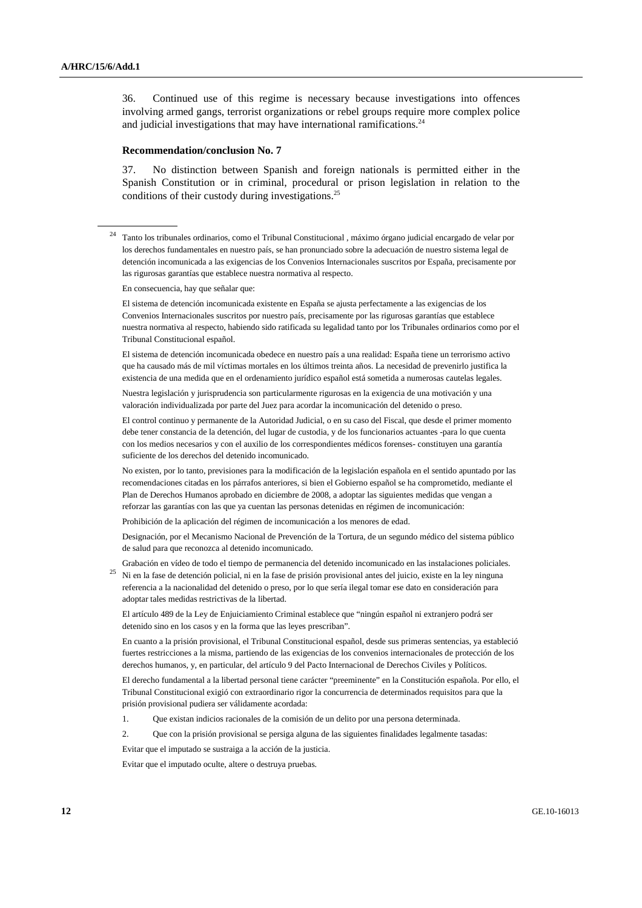36. Continued use of this regime is necessary because investigations into offences involving armed gangs, terrorist organizations or rebel groups require more complex police and judicial investigations that may have international ramifications.[24]

**Recommendation/conclusion No. 7**

37. No distinction between Spanish and foreign nationals is permitted either in the Spanish Constitution or in criminal, procedural or prison legislation in relation to the conditions of their custody during investigations.[25]

---

[24] Tanto los tribunales ordinarios, como el Tribunal Constitucional , máximo órgano judicial encargado de velar por los derechos fundamentales en nuestro país, se han pronunciado sobre la adecuación de nuestro sistema legal de detención incomunicada a las exigencias de los Convenios Internacionales suscritos por España, precisamente por las rigurosas garantías que establece nuestra normativa al respecto.

En consecuencia, hay que señalar que:

El sistema de detención incomunicada existente en España se ajusta perfectamente a las exigencias de los Convenios Internacionales suscritos por nuestro país, precisamente por las rigurosas garantías que establece nuestra normativa al respecto, habiendo sido ratificada su legalidad tanto por los Tribunales ordinarios como por el Tribunal Constitucional español.

El sistema de detención incomunicada obedece en nuestro país a una realidad: España tiene un terrorismo activo que ha causado más de mil víctimas mortales en los últimos treinta años. La necesidad de prevenirlo justifica la existencia de una medida que en el ordenamiento jurídico español está sometida a numerosas cautelas legales.

Nuestra legislación y jurisprudencia son particularmente rigurosas en la exigencia de una motivación y una valoración individualizada por parte del Juez para acordar la incomunicación del detenido o preso.

El control continuo y permanente de la Autoridad Judicial, o en su caso del Fiscal, que desde el primer momento debe tener constancia de la detención, del lugar de custodia, y de los funcionarios actuantes -para lo que cuenta con los medios necesarios y con el auxilio de los correspondientes médicos forenses- constituyen una garantía suficiente de los derechos del detenido incomunicado.

No existen, por lo tanto, previsiones para la modificación de la legislación española en el sentido apuntado por las recomendaciones citadas en los párrafos anteriores, si bien el Gobierno español se ha comprometido, mediante el Plan de Derechos Humanos aprobado en diciembre de 2008, a adoptar las siguientes medidas que vengan a reforzar las garantías con las que ya cuentan las personas detenidas en régimen de incomunicación:

Prohibición de la aplicación del régimen de incomunicación a los menores de edad.

Designación, por el Mecanismo Nacional de Prevención de la Tortura, de un segundo médico del sistema público de salud para que reconozca al detenido incomunicado.

Grabación en vídeo de todo el tiempo de permanencia del detenido incomunicado en las instalaciones policiales.

[25] Ni en la fase de detención policial, ni en la fase de prisión provisional antes del juicio, existe en la ley ninguna referencia a la nacionalidad del detenido o preso, por lo que sería ilegal tomar ese dato en consideración para adoptar tales medidas restrictivas de la libertad.

El artículo 489 de la Ley de Enjuiciamiento Criminal establece que "ningún español ni extranjero podrá ser detenido sino en los casos y en la forma que las leyes prescriban".

En cuanto a la prisión provisional, el Tribunal Constitucional español, desde sus primeras sentencias, ya estableció fuertes restricciones a la misma, partiendo de las exigencias de los convenios internacionales de protección de los derechos humanos, y, en particular, del artículo 9 del Pacto Internacional de Derechos Civiles y Políticos.

El derecho fundamental a la libertad personal tiene carácter "preeminente" en la Constitución española. Por ello, el Tribunal Constitucional exigió con extraordinario rigor la concurrencia de determinados requisitos para que la prisión provisional pudiera ser válidamente acordada:

1. Que existan indicios racionales de la comisión de un delito por una persona determinada.

2. Que con la prisión provisional se persiga alguna de las siguientes finalidades legalmente tasadas:

Evitar que el imputado se sustraiga a la acción de la justicia.

Evitar que el imputado oculte, altere o destruya pruebas.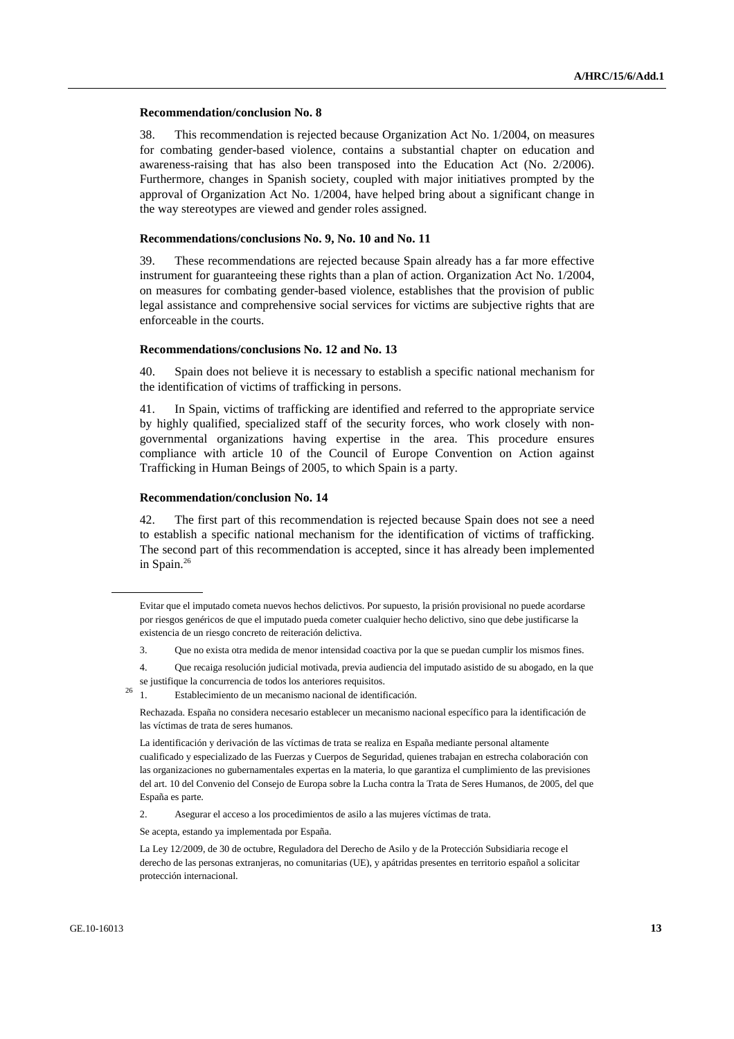**Recommendation/conclusion No. 8**

38. This recommendation is rejected because Organization Act No. 1/2004, on measures for combating gender-based violence, contains a substantial chapter on education and awareness-raising that has also been transposed into the Education Act (No. 2/2006). Furthermore, changes in Spanish society, coupled with major initiatives prompted by the approval of Organization Act No. 1/2004, have helped bring about a significant change in the way stereotypes are viewed and gender roles assigned.

**Recommendations/conclusions No. 9, No. 10 and No. 11**

39. These recommendations are rejected because Spain already has a far more effective instrument for guaranteeing these rights than a plan of action. Organization Act No. 1/2004, on measures for combating gender-based violence, establishes that the provision of public legal assistance and comprehensive social services for victims are subjective rights that are enforceable in the courts.

**Recommendations/conclusions No. 12 and No. 13**

40. Spain does not believe it is necessary to establish a specific national mechanism for the identification of victims of trafficking in persons.

41. In Spain, victims of trafficking are identified and referred to the appropriate service by highly qualified, specialized staff of the security forces, who work closely with non-governmental organizations having expertise in the area. This procedure ensures compliance with article 10 of the Council of Europe Convention on Action against Trafficking in Human Beings of 2005, to which Spain is a party.

**Recommendation/conclusion No. 14**

42. The first part of this recommendation is rejected because Spain does not see a need to establish a specific national mechanism for the identification of victims of trafficking. The second part of this recommendation is accepted, since it has already been implemented in Spain.[26]

---

Evitar que el imputado cometa nuevos hechos delictivos. Por supuesto, la prisión provisional no puede acordarse por riesgos genéricos de que el imputado pueda cometer cualquier hecho delictivo, sino que debe justificarse la existencia de un riesgo concreto de reiteración delictiva.

3. Que no exista otra medida de menor intensidad coactiva por la que se puedan cumplir los mismos fines.

4. Que recaiga resolución judicial motivada, previa audiencia del imputado asistido de su abogado, en la que se justifique la concurrencia de todos los anteriores requisitos.

[26] 1. Establecimiento de un mecanismo nacional de identificación.

Rechazada. España no considera necesario establecer un mecanismo nacional específico para la identificación de las víctimas de trata de seres humanos.

La identificación y derivación de las víctimas de trata se realiza en España mediante personal altamente cualificado y especializado de las Fuerzas y Cuerpos de Seguridad, quienes trabajan en estrecha colaboración con las organizaciones no gubernamentales expertas en la materia, lo que garantiza el cumplimiento de las previsiones del art. 10 del Convenio del Consejo de Europa sobre la Lucha contra la Trata de Seres Humanos, de 2005, del que España es parte.

2. Asegurar el acceso a los procedimientos de asilo a las mujeres víctimas de trata.

Se acepta, estando ya implementada por España.

La Ley 12/2009, de 30 de octubre, Reguladora del Derecho de Asilo y de la Protección Subsidiaria recoge el derecho de las personas extranjeras, no comunitarias (UE), y apátridas presentes en territorio español a solicitar protección internacional.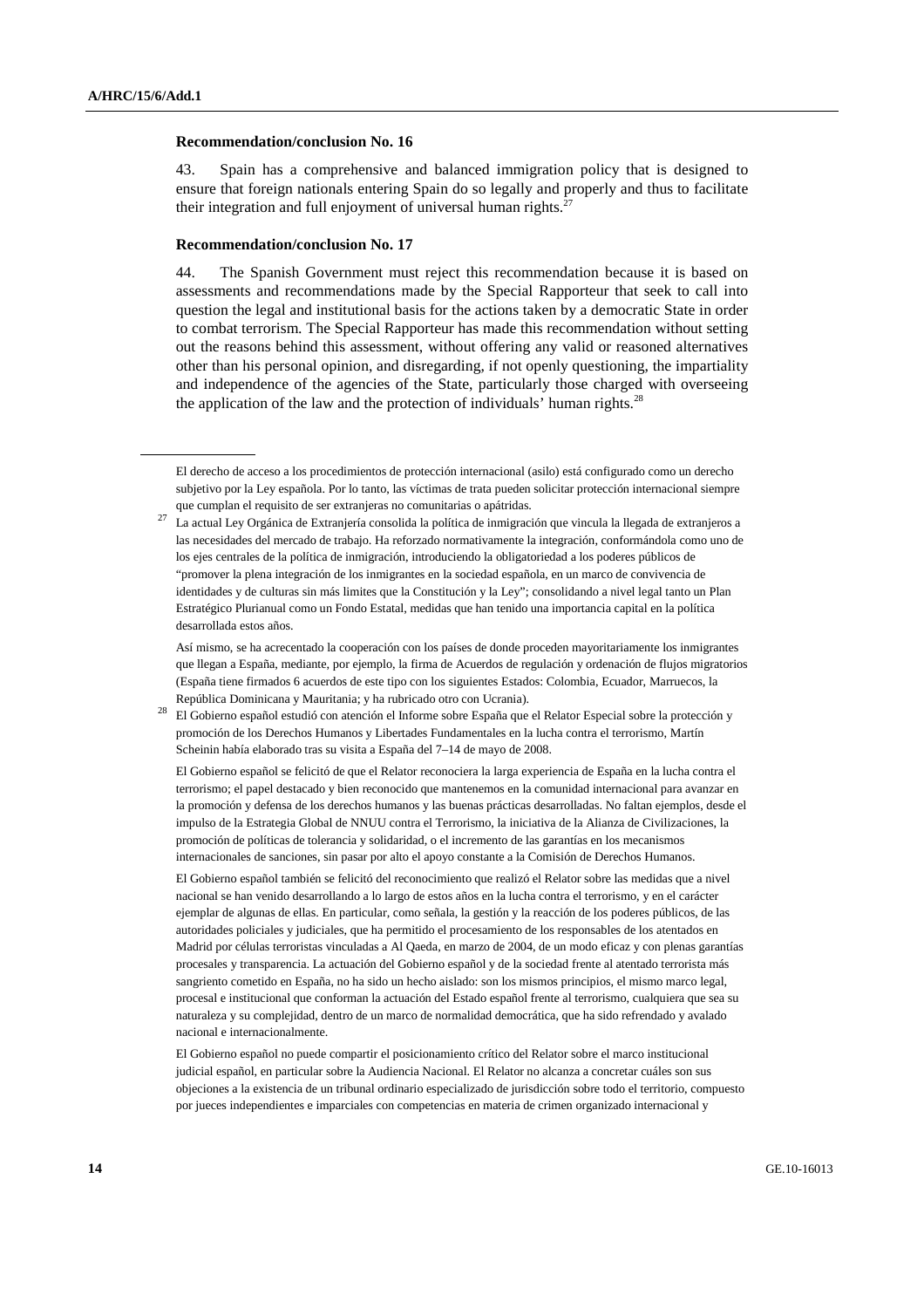**Recommendation/conclusion No. 16**

43. Spain has a comprehensive and balanced immigration policy that is designed to ensure that foreign nationals entering Spain do so legally and properly and thus to facilitate their integration and full enjoyment of universal human rights.[27]

**Recommendation/conclusion No. 17**

44. The Spanish Government must reject this recommendation because it is based on assessments and recommendations made by the Special Rapporteur that seek to call into question the legal and institutional basis for the actions taken by a democratic State in order to combat terrorism. The Special Rapporteur has made this recommendation without setting out the reasons behind this assessment, without offering any valid or reasoned alternatives other than his personal opinion, and disregarding, if not openly questioning, the impartiality and independence of the agencies of the State, particularly those charged with overseeing the application of the law and the protection of individuals' human rights.[28]

---

El derecho de acceso a los procedimientos de protección internacional (asilo) está configurado como un derecho subjetivo por la Ley española. Por lo tanto, las víctimas de trata pueden solicitar protección internacional siempre que cumplan el requisito de ser extranjeras no comunitarias o apátridas.

[27] La actual Ley Orgánica de Extranjería consolida la política de inmigración que vincula la llegada de extranjeros a las necesidades del mercado de trabajo. Ha reforzado normativamente la integración, conformándola como uno de los ejes centrales de la política de inmigración, introduciendo la obligatoriedad a los poderes públicos de "promover la plena integración de los inmigrantes en la sociedad española, en un marco de convivencia de identidades y de culturas sin más límites que la Constitución y la Ley"; consolidando a nivel legal tanto un Plan Estratégico Plurianual como un Fondo Estatal, medidas que han tenido una importancia capital en la política desarrollada estos años.

Así mismo, se ha acrecentado la cooperación con los países de donde proceden mayoritariamente los inmigrantes que llegan a España, mediante, por ejemplo, la firma de Acuerdos de regulación y ordenación de flujos migratorios (España tiene firmados 6 acuerdos de este tipo con los siguientes Estados: Colombia, Ecuador, Marruecos, la República Dominicana y Mauritania; y ha rubricado otro con Ucrania).

[28] El Gobierno español estudió con atención el Informe sobre España que el Relator Especial sobre la protección y promoción de los Derechos Humanos y Libertades Fundamentales en la lucha contra el terrorismo, Martín Scheinin había elaborado tras su visita a España del 7–14 de mayo de 2008.

El Gobierno español se felicitó de que el Relator reconociera la larga experiencia de España en la lucha contra el terrorismo; el papel destacado y bien reconocido que mantenemos en la comunidad internacional para avanzar en la promoción y defensa de los derechos humanos y las buenas prácticas desarrolladas. No faltan ejemplos, desde el impulso de la Estrategia Global de NNUU contra el Terrorismo, la iniciativa de la Alianza de Civilizaciones, la promoción de políticas de tolerancia y solidaridad, o el incremento de las garantías en los mecanismos internacionales de sanciones, sin pasar por alto el apoyo constante a la Comisión de Derechos Humanos.

El Gobierno español también se felicitó del reconocimiento que realizó el Relator sobre las medidas que a nivel nacional se han venido desarrollando a lo largo de estos años en la lucha contra el terrorismo, y en el carácter ejemplar de algunas de ellas. En particular, como señala, la gestión y la reacción de los poderes públicos, de las autoridades policiales y judiciales, que ha permitido el procesamiento de los responsables de los atentados en Madrid por células terroristas vinculadas a Al Qaeda, en marzo de 2004, de un modo eficaz y con plenas garantías procesales y transparencia. La actuación del Gobierno español y de la sociedad frente al atentado terrorista más sangriento cometido en España, no ha sido un hecho aislado: son los mismos principios, el mismo marco legal, procesal e institucional que conforman la actuación del Estado español frente al terrorismo, cualquiera que sea su naturaleza y su complejidad, dentro de un marco de normalidad democrática, que ha sido refrendado y avalado nacional e internacionalmente.

El Gobierno español no puede compartir el posicionamiento crítico del Relator sobre el marco institucional judicial español, en particular sobre la Audiencia Nacional. El Relator no alcanza a concretar cuáles son sus objeciones a la existencia de un tribunal ordinario especializado de jurisdicción sobre todo el territorio, compuesto por jueces independientes e imparciales con competencias en materia de crimen organizado internacional y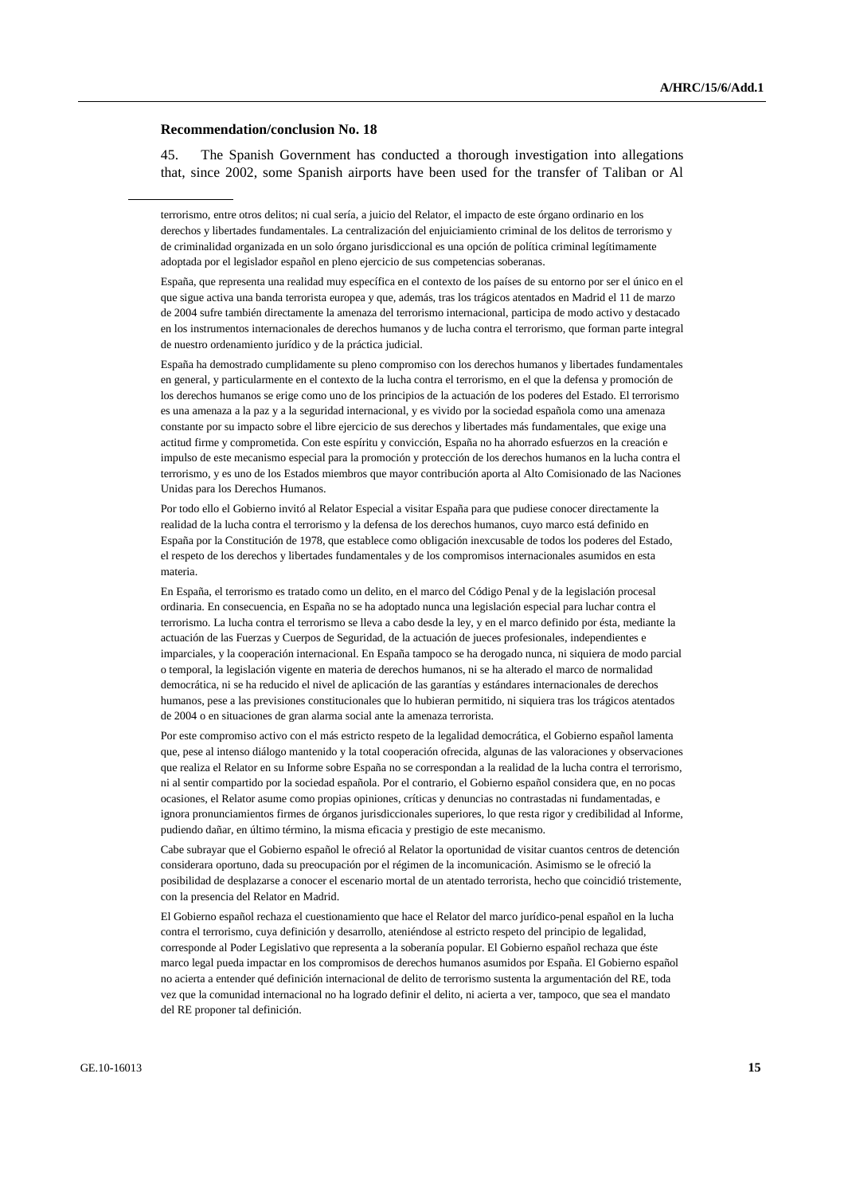**Recommendation/conclusion No. 18**

45. The Spanish Government has conducted a thorough investigation into allegations that, since 2002, some Spanish airports have been used for the transfer of Taliban or Al

---

terrorismo, entre otros delitos; ni cual sería, a juicio del Relator, el impacto de este órgano ordinario en los derechos y libertades fundamentales. La centralización del enjuiciamiento criminal de los delitos de terrorismo y de criminalidad organizada en un solo órgano jurisdiccional es una opción de política criminal legítimamente adoptada por el legislador español en pleno ejercicio de sus competencias soberanas.

España, que representa una realidad muy específica en el contexto de los países de su entorno por ser el único en el que sigue activa una banda terrorista europea y que, además, tras los trágicos atentados en Madrid el 11 de marzo de 2004 sufre también directamente la amenaza del terrorismo internacional, participa de modo activo y destacado en los instrumentos internacionales de derechos humanos y de lucha contra el terrorismo, que forman parte integral de nuestro ordenamiento jurídico y de la práctica judicial.

España ha demostrado cumplidamente su pleno compromiso con los derechos humanos y libertades fundamentales en general, y particularmente en el contexto de la lucha contra el terrorismo, en el que la defensa y promoción de los derechos humanos se erige como uno de los principios de la actuación de los poderes del Estado. El terrorismo es una amenaza a la paz y a la seguridad internacional, y es vivido por la sociedad española como una amenaza constante por su impacto sobre el libre ejercicio de sus derechos y libertades más fundamentales, que exige una actitud firme y comprometida. Con este espíritu y convicción, España no ha ahorrado esfuerzos en la creación e impulso de este mecanismo especial para la promoción y protección de los derechos humanos en la lucha contra el terrorismo, y es uno de los Estados miembros que mayor contribución aporta al Alto Comisionado de las Naciones Unidas para los Derechos Humanos.

Por todo ello el Gobierno invitó al Relator Especial a visitar España para que pudiese conocer directamente la realidad de la lucha contra el terrorismo y la defensa de los derechos humanos, cuyo marco está definido en España por la Constitución de 1978, que establece como obligación inexcusable de todos los poderes del Estado, el respeto de los derechos y libertades fundamentales y de los compromisos internacionales asumidos en esta materia.

En España, el terrorismo es tratado como un delito, en el marco del Código Penal y de la legislación procesal ordinaria. En consecuencia, en España no se ha adoptado nunca una legislación especial para luchar contra el terrorismo. La lucha contra el terrorismo se lleva a cabo desde la ley, y en el marco definido por ésta, mediante la actuación de las Fuerzas y Cuerpos de Seguridad, de la actuación de jueces profesionales, independientes e imparciales, y la cooperación internacional. En España tampoco se ha derogado nunca, ni siquiera de modo parcial o temporal, la legislación vigente en materia de derechos humanos, ni se ha alterado el marco de normalidad democrática, ni se ha reducido el nivel de aplicación de las garantías y estándares internacionales de derechos humanos, pese a las previsiones constitucionales que lo hubieran permitido, ni siquiera tras los trágicos atentados de 2004 o en situaciones de gran alarma social ante la amenaza terrorista.

Por este compromiso activo con el más estricto respeto de la legalidad democrática, el Gobierno español lamenta que, pese al intenso diálogo mantenido y la total cooperación ofrecida, algunas de las valoraciones y observaciones que realiza el Relator en su Informe sobre España no se correspondan a la realidad de la lucha contra el terrorismo, ni al sentir compartido por la sociedad española. Por el contrario, el Gobierno español considera que, en no pocas ocasiones, el Relator asume como propias opiniones, críticas y denuncias no contrastadas ni fundamentadas, e ignora pronunciamientos firmes de órganos jurisdiccionales superiores, lo que resta rigor y credibilidad al Informe, pudiendo dañar, en último término, la misma eficacia y prestigio de este mecanismo.

Cabe subrayar que el Gobierno español le ofreció al Relator la oportunidad de visitar cuantos centros de detención considerara oportuno, dada su preocupación por el régimen de la incomunicación. Asimismo se le ofreció la posibilidad de desplazarse a conocer el escenario mortal de un atentado terrorista, hecho que coincidió tristemente, con la presencia del Relator en Madrid.

El Gobierno español rechaza el cuestionamiento que hace el Relator del marco jurídico-penal español en la lucha contra el terrorismo, cuya definición y desarrollo, ateniéndose al estricto respeto del principio de legalidad, corresponde al Poder Legislativo que representa a la soberanía popular. El Gobierno español rechaza que éste marco legal pueda impactar en los compromisos de derechos humanos asumidos por España. El Gobierno español no acierta a entender qué definición internacional de delito de terrorismo sustenta la argumentación del RE, toda vez que la comunidad internacional no ha logrado definir el delito, ni acierta a ver, tampoco, que sea el mandato del RE proponer tal definición.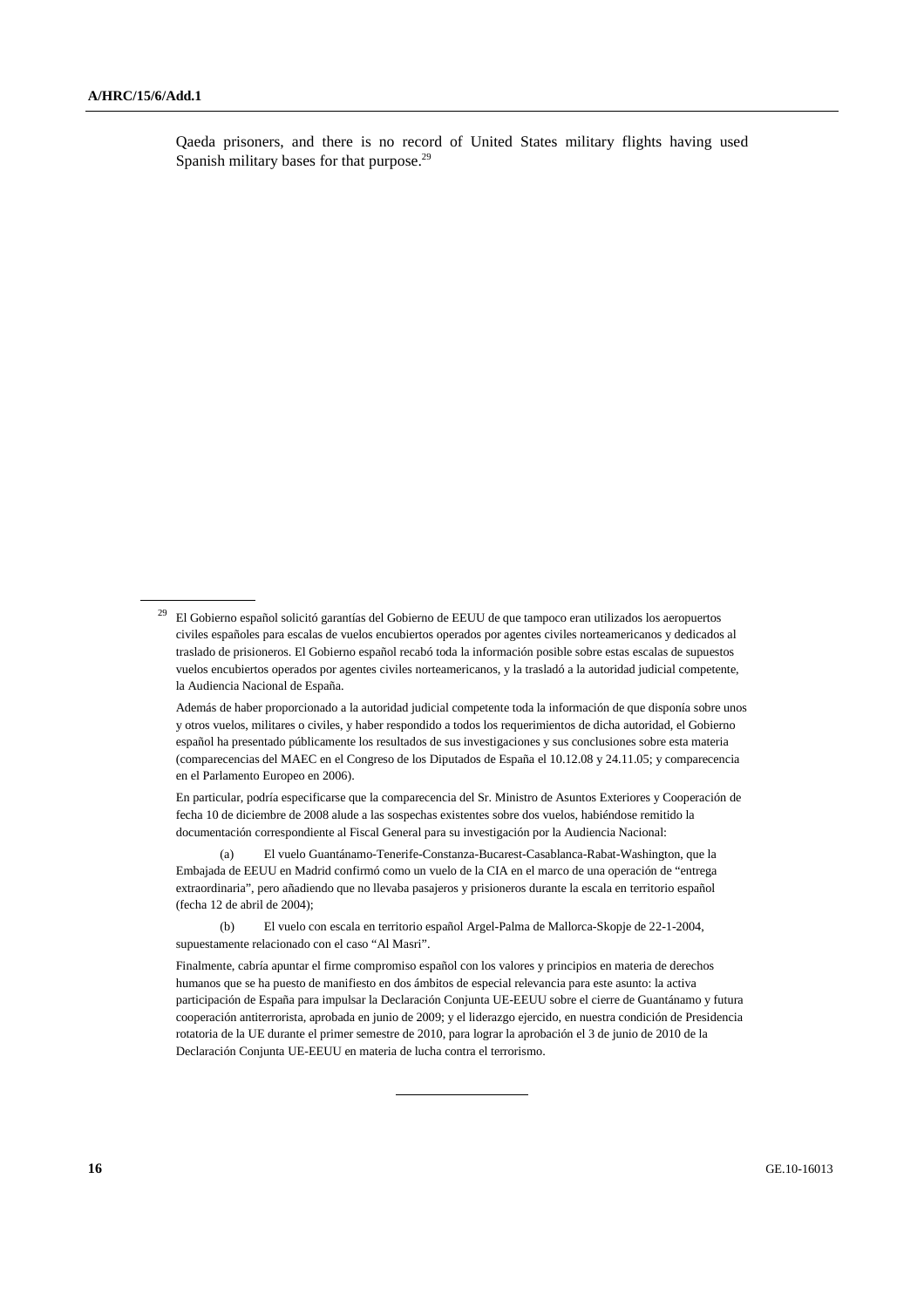Qaeda prisoners, and there is no record of United States military flights having used Spanish military bases for that purpose.[29]

---

[29] El Gobierno español solicitó garantías del Gobierno de EEUU de que tampoco eran utilizados los aeropuertos civiles españoles para escalas de vuelos encubiertos operados por agentes civiles norteamericanos y dedicados al traslado de prisioneros. El Gobierno español recabó toda la información posible sobre estas escalas de supuestos vuelos encubiertos operados por agentes civiles norteamericanos, y la trasladó a la autoridad judicial competente, la Audiencia Nacional de España.

Además de haber proporcionado a la autoridad judicial competente toda la información de que disponía sobre unos y otros vuelos, militares o civiles, y haber respondido a todos los requerimientos de dicha autoridad, el Gobierno español ha presentado públicamente los resultados de sus investigaciones y sus conclusiones sobre esta materia (comparecencias del MAEC en el Congreso de los Diputados de España el 10.12.08 y 24.11.05; y comparecencia en el Parlamento Europeo en 2006).

En particular, podría especificarse que la comparecencia del Sr. Ministro de Asuntos Exteriores y Cooperación de fecha 10 de diciembre de 2008 alude a las sospechas existentes sobre dos vuelos, habiéndose remitido la documentación correspondiente al Fiscal General para su investigación por la Audiencia Nacional:

(a) El vuelo Guantánamo-Tenerife-Constanza-Bucarest-Casablanca-Rabat-Washington, que la Embajada de EEUU en Madrid confirmó como un vuelo de la CIA en el marco de una operación de "entrega extraordinaria", pero añadiendo que no llevaba pasajeros y prisioneros durante la escala en territorio español (fecha 12 de abril de 2004);

(b) El vuelo con escala en territorio español Argel-Palma de Mallorca-Skopje de 22-1-2004, supuestamente relacionado con el caso "Al Masri".

Finalmente, cabría apuntar el firme compromiso español con los valores y principios en materia de derechos humanos que se ha puesto de manifiesto en dos ámbitos de especial relevancia para este asunto: la activa participación de España para impulsar la Declaración Conjunta UE-EEUU sobre el cierre de Guantánamo y futura cooperación antiterrorista, aprobada en junio de 2009; y el liderazgo ejercido, en nuestra condición de Presidencia rotatoria de la UE durante el primer semestre de 2010, para lograr la aprobación el 3 de junio de 2010 de la Declaración Conjunta UE-EEUU en materia de lucha contra el terrorismo.